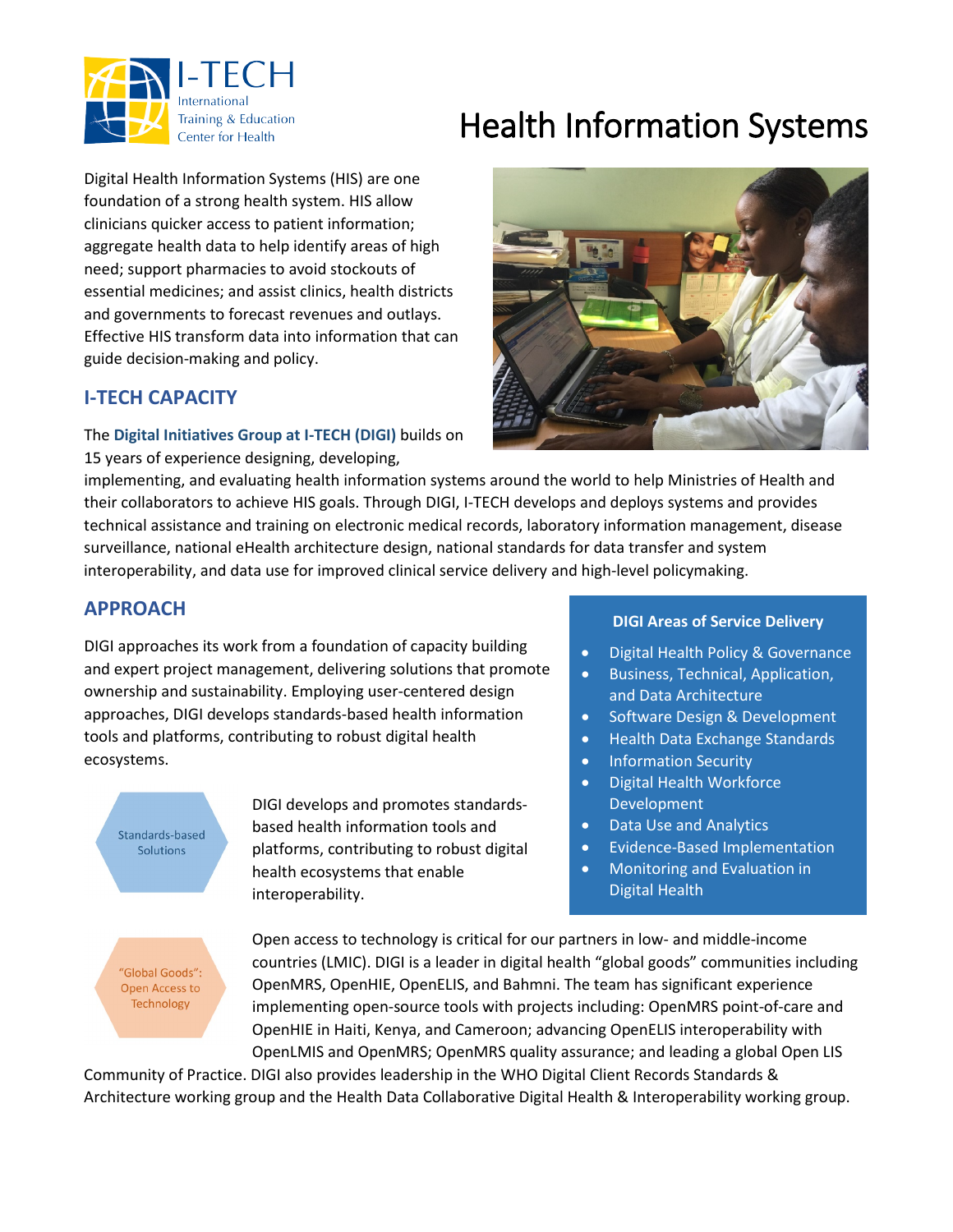I-TECH International Training & Education Center for Health

# Health Information Systems

Digital Health Information Systems (HIS) are one foundation of a strong health system. HIS allow clinicians quicker access to patient information; aggregate health data to help identify areas of high need; support pharmacies to avoid stockouts of essential medicines; and assist clinics, health districts and governments to forecast revenues and outlays. Effective HIS transform data into information that can guide decision-making and policy.

## I-TECH CAPACITY

The **Digital Initiatives Group at I-TECH (DIGI)** builds on 15 years of experience designing, developing, implementing, and evaluating health information systems around the world to help Ministries of Health and their collaborators to achieve HIS goals. Through DIGI, I-TECH develops and deploys systems and provides technical assistance and training on electronic medical records, laboratory information management, disease surveillance, national eHealth architecture design, national standards for data transfer and system interoperability, and data use for improved clinical service delivery and high-level policymaking.

## APPROACH

DIGI approaches its work from a foundation of capacity building and expert project management, delivering solutions that promote ownership and sustainability. Employing user-centered design approaches, DIGI develops standards-based health information tools and platforms, contributing to robust digital health ecosystems.

**Standards-based Solutions**

DIGI develops and promotes standards-based health information tools and platforms, contributing to robust digital health ecosystems that enable interoperability.

**"Global Goods": Open Access to Technology**

Open access to technology is critical for our partners in low- and middle-income countries (LMIC). DIGI is a leader in digital health "global goods" communities including OpenMRS, OpenHIE, OpenELIS, and Bahmni. The team has significant experience implementing open-source tools with projects including: OpenMRS point-of-care and OpenHIE in Haiti, Kenya, and Cameroon; advancing OpenELIS interoperability with OpenLMIS and OpenMRS; OpenMRS quality assurance; and leading a global Open LIS Community of Practice. DIGI also provides leadership in the WHO Digital Client Records Standards & Architecture working group and the Health Data Collaborative Digital Health & Interoperability working group.

### DIGI Areas of Service Delivery

- Digital Health Policy & Governance
- Business, Technical, Application, and Data Architecture
- Software Design & Development
- Health Data Exchange Standards
- Information Security
- Digital Health Workforce Development
- Data Use and Analytics
- Evidence-Based Implementation
- Monitoring and Evaluation in Digital Health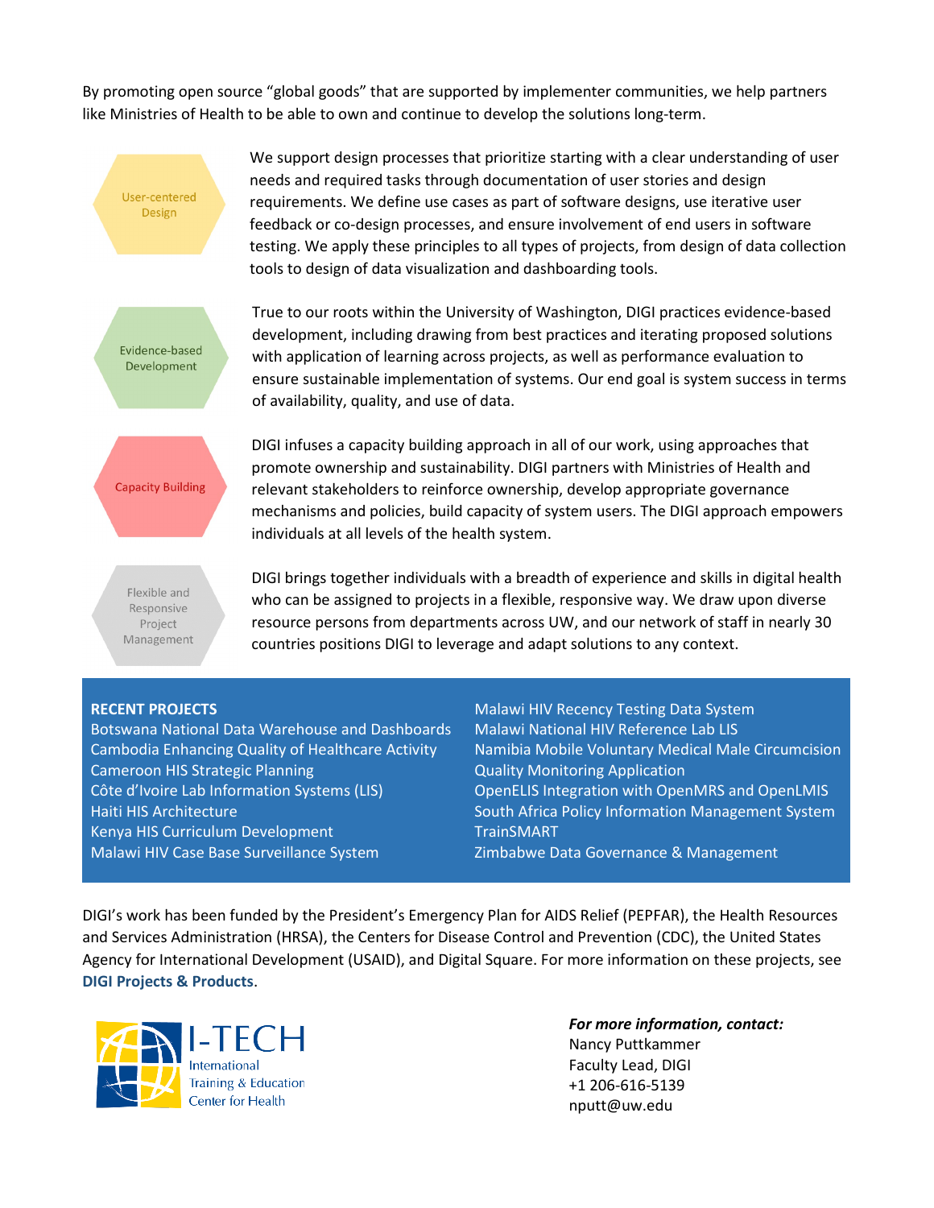By promoting open source "global goods" that are supported by implementer communities, we help partners like Ministries of Health to be able to own and continue to develop the solutions long-term.

**User-centered Design**

We support design processes that prioritize starting with a clear understanding of user needs and required tasks through documentation of user stories and design requirements. We define use cases as part of software designs, use iterative user feedback or co-design processes, and ensure involvement of end users in software testing. We apply these principles to all types of projects, from design of data collection tools to design of data visualization and dashboarding tools.

**Evidence-based Development**

True to our roots within the University of Washington, DIGI practices evidence-based development, including drawing from best practices and iterating proposed solutions with application of learning across projects, as well as performance evaluation to ensure sustainable implementation of systems. Our end goal is system success in terms of availability, quality, and use of data.

**Capacity Building**

DIGI infuses a capacity building approach in all of our work, using approaches that promote ownership and sustainability. DIGI partners with Ministries of Health and relevant stakeholders to reinforce ownership, develop appropriate governance mechanisms and policies, build capacity of system users. The DIGI approach empowers individuals at all levels of the health system.

**Flexible and Responsive Project Management**

DIGI brings together individuals with a breadth of experience and skills in digital health who can be assigned to projects in a flexible, responsive way. We draw upon diverse resource persons from departments across UW, and our network of staff in nearly 30 countries positions DIGI to leverage and adapt solutions to any context.

**RECENT PROJECTS**

- Botswana National Data Warehouse and Dashboards
- Cambodia Enhancing Quality of Healthcare Activity
- Cameroon HIS Strategic Planning
- Côte d'Ivoire Lab Information Systems (LIS)
- Haiti HIS Architecture
- Kenya HIS Curriculum Development
- Malawi HIV Case Base Surveillance System
- Malawi HIV Recency Testing Data System
- Malawi National HIV Reference Lab LIS
- Namibia Mobile Voluntary Medical Male Circumcision Quality Monitoring Application
- OpenELIS Integration with OpenMRS and OpenLMIS
- South Africa Policy Information Management System
- TrainSMART
- Zimbabwe Data Governance & Management

DIGI's work has been funded by the President's Emergency Plan for AIDS Relief (PEPFAR), the Health Resources and Services Administration (HRSA), the Centers for Disease Control and Prevention (CDC), the United States Agency for International Development (USAID), and Digital Square. For more information on these projects, see **DIGI Projects & Products**.

I-TECH International Training & Education Center for Health

***For more information, contact:***
Nancy Puttkammer
Faculty Lead, DIGI
+1 206-616-5139
nputt@uw.edu